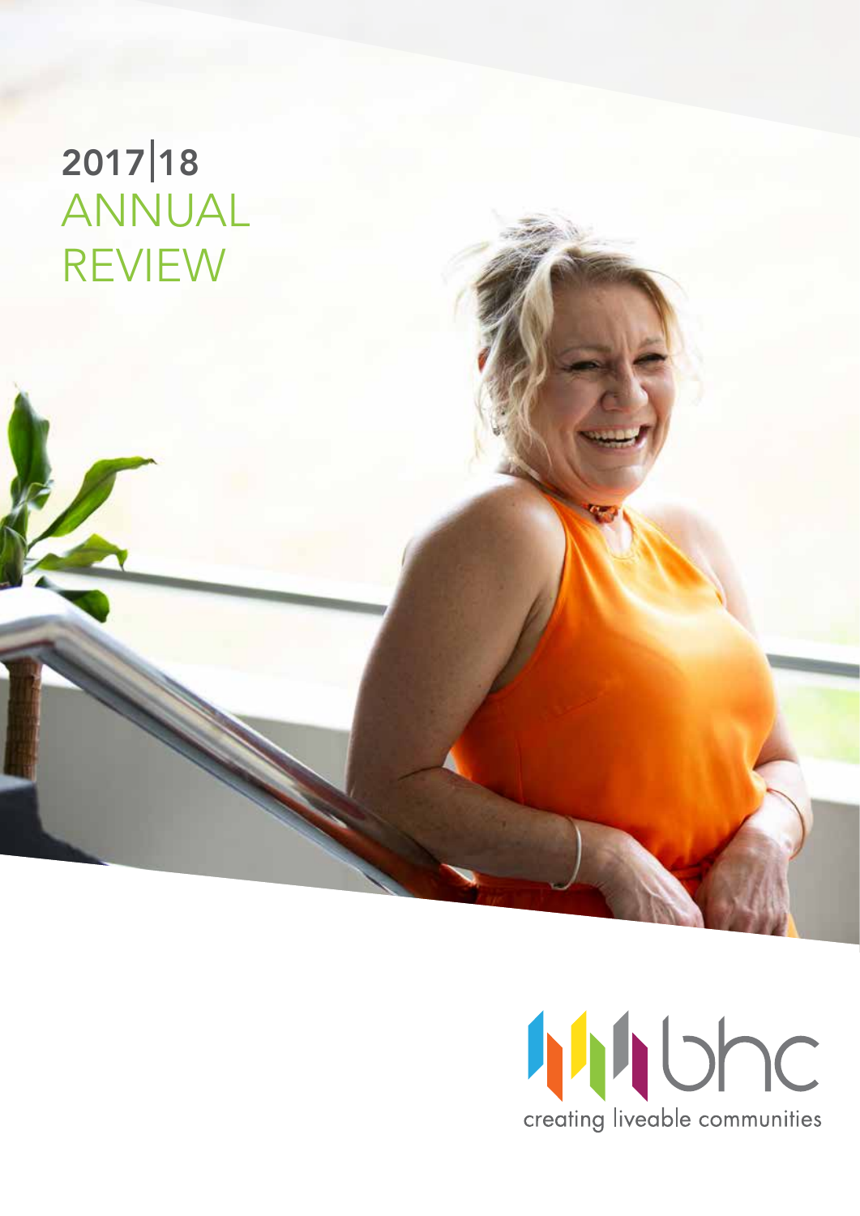# 2017|18 ANNUAL REVIEW

bhc

creating liveable communities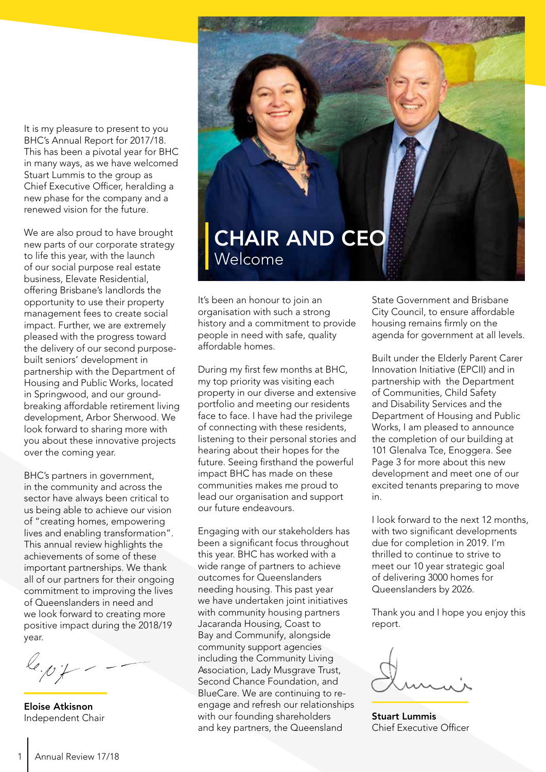# CHAIR AND CEO Welcome

It is my pleasure to present to you BHC's Annual Report for 2017/18. This has been a pivotal year for BHC in many ways, as we have welcomed Stuart Lummis to the group as Chief Executive Officer, heralding a new phase for the company and a renewed vision for the future.

We are also proud to have brought new parts of our corporate strategy to life this year, with the launch of our social purpose real estate business, Elevate Residential, offering Brisbane's landlords the opportunity to use their property management fees to create social impact. Further, we are extremely pleased with the progress toward the delivery of our second purpose-built seniors' development in partnership with the Department of Housing and Public Works, located in Springwood, and our ground-breaking affordable retirement living development, Arbor Sherwood. We look forward to sharing more with you about these innovative projects over the coming year.

BHC's partners in government, in the community and across the sector have always been critical to us being able to achieve our vision of "creating homes, empowering lives and enabling transformation". This annual review highlights the achievements of some of these important partnerships. We thank all of our partners for their ongoing commitment to improving the lives of Queenslanders in need and we look forward to creating more positive impact during the 2018/19 year.

**Eloise Atkisnon**
Independent Chair

It's been an honour to join an organisation with such a strong history and a commitment to provide people in need with safe, quality affordable homes.

During my first few months at BHC, my top priority was visiting each property in our diverse and extensive portfolio and meeting our residents face to face. I have had the privilege of connecting with these residents, listening to their personal stories and hearing about their hopes for the future. Seeing firsthand the powerful impact BHC has made on these communities makes me proud to lead our organisation and support our future endeavours.

Engaging with our stakeholders has been a significant focus throughout this year. BHC has worked with a wide range of partners to achieve outcomes for Queenslanders needing housing. This past year we have undertaken joint initiatives with community housing partners Jacaranda Housing, Coast to Bay and Communify, alongside community support agencies including the Community Living Association, Lady Musgrave Trust, Second Chance Foundation, and BlueCare. We are continuing to re-engage and refresh our relationships with our founding shareholders and key partners, the Queensland State Government and Brisbane City Council, to ensure affordable housing remains firmly on the agenda for government at all levels.

Built under the Elderly Parent Carer Innovation Initiative (EPCII) and in partnership with the Department of Communities, Child Safety and Disability Services and the Department of Housing and Public Works, I am pleased to announce the completion of our building at 101 Glenalva Tce, Enoggera. See Page 3 for more about this new development and meet one of our excited tenants preparing to move in.

I look forward to the next 12 months, with two significant developments due for completion in 2019. I'm thrilled to continue to strive to meet our 10 year strategic goal of delivering 3000 homes for Queenslanders by 2026.

Thank you and I hope you enjoy this report.

**Stuart Lummis**
Chief Executive Officer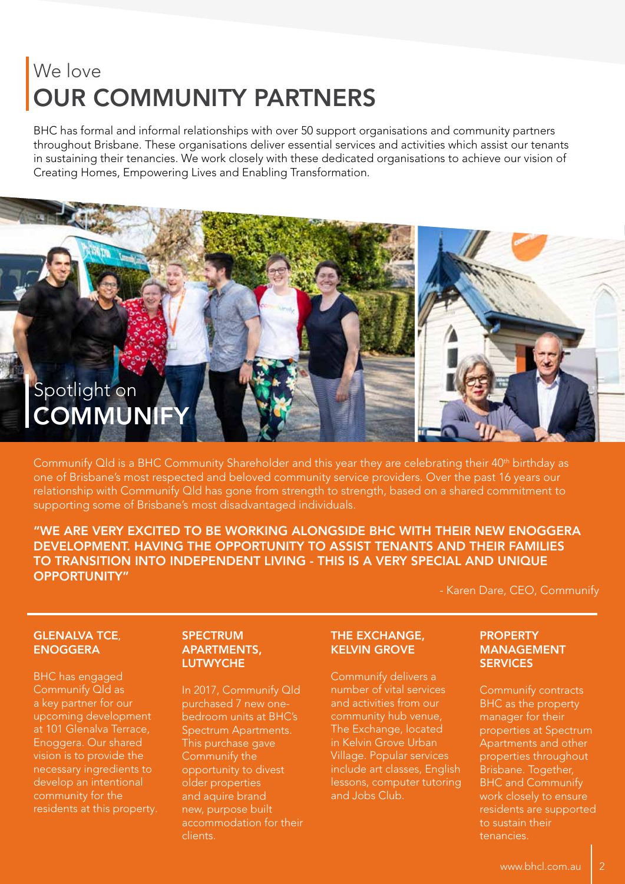# We love OUR COMMUNITY PARTNERS

BHC has formal and informal relationships with over 50 support organisations and community partners throughout Brisbane. These organisations deliver essential services and activities which assist our tenants in sustaining their tenancies. We work closely with these dedicated organisations to achieve our vision of Creating Homes, Empowering Lives and Enabling Transformation.

## Spotlight on COMMUNIFY

Communify Qld is a BHC Community Shareholder and this year they are celebrating their 40th birthday as one of Brisbane's most respected and beloved community service providers. Over the past 16 years our relationship with Communify Qld has gone from strength to strength, based on a shared commitment to supporting some of Brisbane's most disadvantaged individuals.

**"WE ARE VERY EXCITED TO BE WORKING ALONGSIDE BHC WITH THEIR NEW ENOGGERA DEVELOPMENT. HAVING THE OPPORTUNITY TO ASSIST TENANTS AND THEIR FAMILIES TO TRANSITION INTO INDEPENDENT LIVING - THIS IS A VERY SPECIAL AND UNIQUE OPPORTUNITY"**

- Karen Dare, CEO, Communify

### GLENALVA TCE, ENOGGERA

BHC has engaged Communify Qld as a key partner for our upcoming development at 101 Glenalva Terrace, Enoggera. Our shared vision is to provide the necessary ingredients to develop an intentional community for the residents at this property.

### SPECTRUM APARTMENTS, LUTWYCHE

In 2017, Communify Qld purchased 7 new one-bedroom units at BHC's Spectrum Apartments. This purchase gave Communify the opportunity to divest older properties and aquire brand new, purpose built accommodation for their clients.

### THE EXCHANGE, KELVIN GROVE

Communify delivers a number of vital services and activities from our community hub venue, The Exchange, located in Kelvin Grove Urban Village. Popular services include art classes, English lessons, computer tutoring and Jobs Club.

### PROPERTY MANAGEMENT SERVICES

Communify contracts BHC as the property manager for their properties at Spectrum Apartments and other properties throughout Brisbane. Together, BHC and Communify work closely to ensure residents are supported to sustain their tenancies.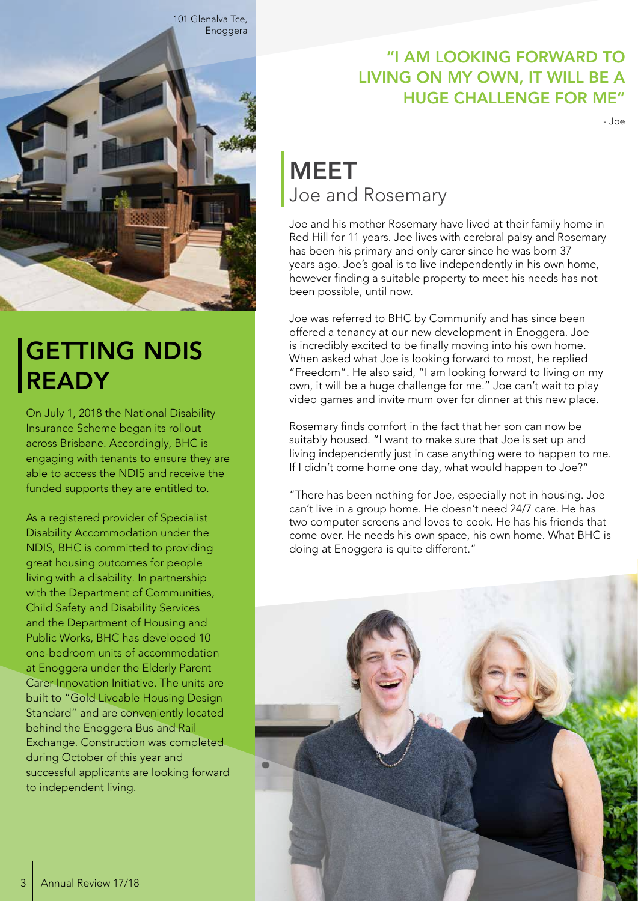101 Glenalva Tce, Enoggera

## GETTING NDIS READY

On July 1, 2018 the National Disability Insurance Scheme began its rollout across Brisbane. Accordingly, BHC is engaging with tenants to ensure they are able to access the NDIS and receive the funded supports they are entitled to.

As a registered provider of Specialist Disability Accommodation under the NDIS, BHC is committed to providing great housing outcomes for people living with a disability. In partnership with the Department of Communities, Child Safety and Disability Services and the Department of Housing and Public Works, BHC has developed 10 one-bedroom units of accommodation at Enoggera under the Elderly Parent Carer Innovation Initiative. The units are built to "Gold Liveable Housing Design Standard" and are conveniently located behind the Enoggera Bus and Rail Exchange. Construction was completed during October of this year and successful applicants are looking forward to independent living.

### "I AM LOOKING FORWARD TO LIVING ON MY OWN, IT WILL BE A HUGE CHALLENGE FOR ME"

\- Joe

## MEET Joe and Rosemary

Joe and his mother Rosemary have lived at their family home in Red Hill for 11 years. Joe lives with cerebral palsy and Rosemary has been his primary and only carer since he was born 37 years ago. Joe's goal is to live independently in his own home, however finding a suitable property to meet his needs has not been possible, until now.

Joe was referred to BHC by Communify and has since been offered a tenancy at our new development in Enoggera. Joe is incredibly excited to be finally moving into his own home. When asked what Joe is looking forward to most, he replied "Freedom". He also said, "I am looking forward to living on my own, it will be a huge challenge for me." Joe can't wait to play video games and invite mum over for dinner at this new place.

Rosemary finds comfort in the fact that her son can now be suitably housed. "I want to make sure that Joe is set up and living independently just in case anything were to happen to me. If I didn't come home one day, what would happen to Joe?"

"There has been nothing for Joe, especially not in housing. Joe can't live in a group home. He doesn't need 24/7 care. He has two computer screens and loves to cook. He has his friends that come over. He needs his own space, his own home. What BHC is doing at Enoggera is quite different."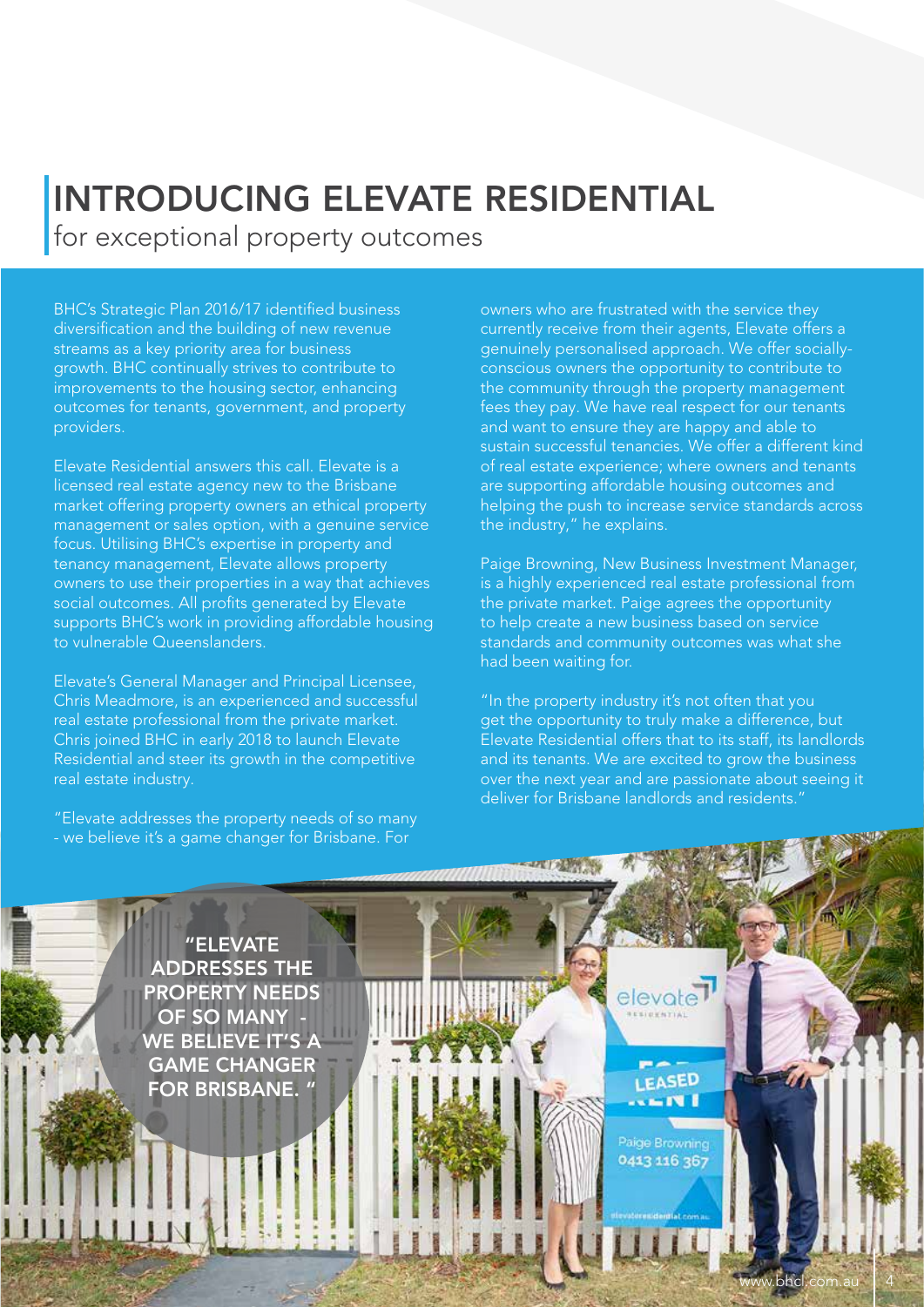# INTRODUCING ELEVATE RESIDENTIAL

for exceptional property outcomes

BHC's Strategic Plan 2016/17 identified business diversification and the building of new revenue streams as a key priority area for business growth. BHC continually strives to contribute to improvements to the housing sector, enhancing outcomes for tenants, government, and property providers.

Elevate Residential answers this call. Elevate is a licensed real estate agency new to the Brisbane market offering property owners an ethical property management or sales option, with a genuine service focus. Utilising BHC's expertise in property and tenancy management, Elevate allows property owners to use their properties in a way that achieves social outcomes. All profits generated by Elevate supports BHC's work in providing affordable housing to vulnerable Queenslanders.

Elevate's General Manager and Principal Licensee, Chris Meadmore, is an experienced and successful real estate professional from the private market. Chris joined BHC in early 2018 to launch Elevate Residential and steer its growth in the competitive real estate industry.

"Elevate addresses the property needs of so many - we believe it's a game changer for Brisbane. For owners who are frustrated with the service they currently receive from their agents, Elevate offers a genuinely personalised approach. We offer socially-conscious owners the opportunity to contribute to the community through the property management fees they pay. We have real respect for our tenants and want to ensure they are happy and able to sustain successful tenancies. We offer a different kind of real estate experience; where owners and tenants are supporting affordable housing outcomes and helping the push to increase service standards across the industry," he explains.

Paige Browning, New Business Investment Manager, is a highly experienced real estate professional from the private market. Paige agrees the opportunity to help create a new business based on service standards and community outcomes was what she had been waiting for.

"In the property industry it's not often that you get the opportunity to truly make a difference, but Elevate Residential offers that to its staff, its landlords and its tenants. We are excited to grow the business over the next year and are passionate about seeing it deliver for Brisbane landlords and residents."

**"ELEVATE ADDRESSES THE PROPERTY NEEDS OF SO MANY - WE BELIEVE IT'S A GAME CHANGER FOR BRISBANE."**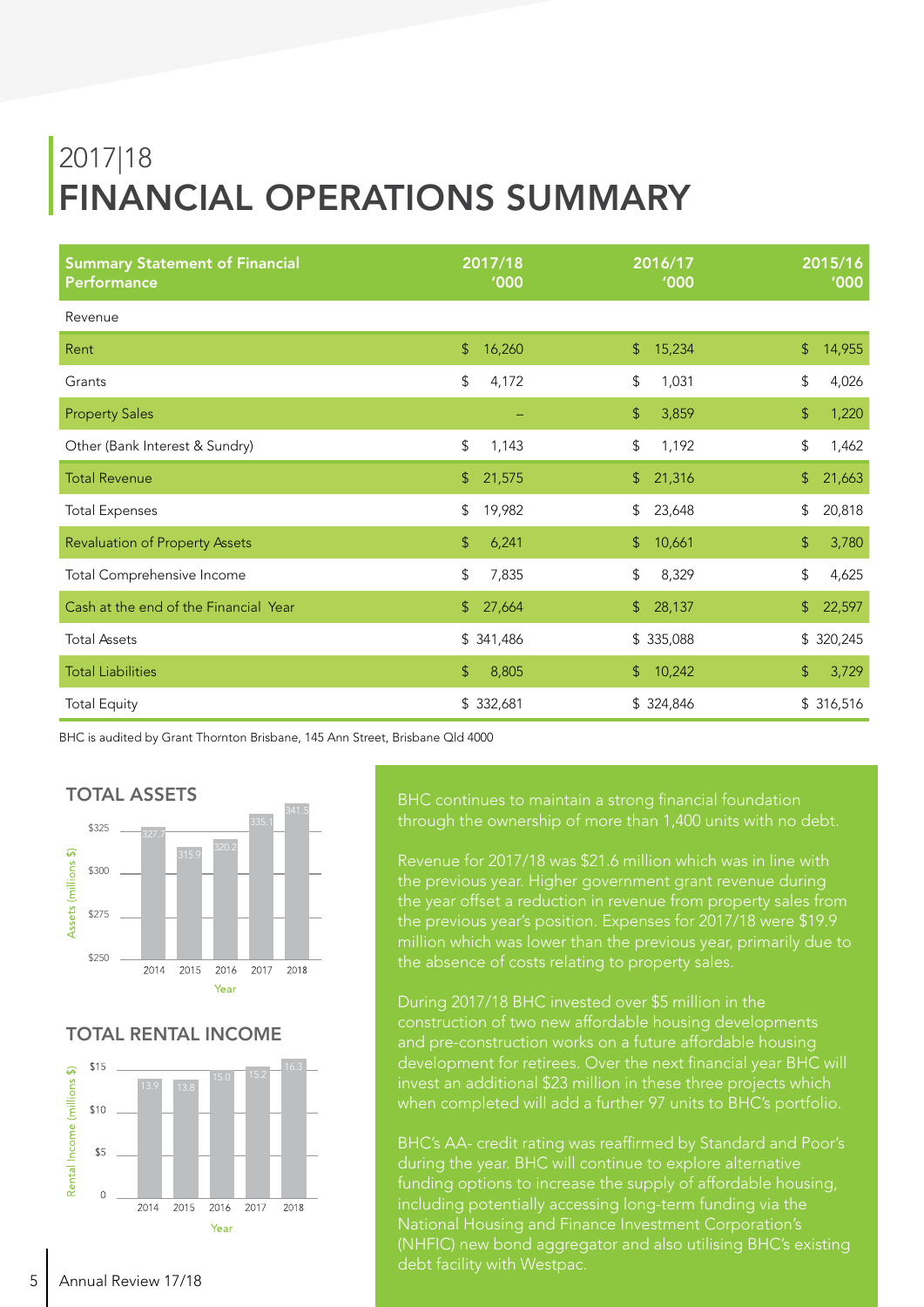## 2017|18

# FINANCIAL OPERATIONS SUMMARY

| Summary Statement of Financial Performance | 2017/18 '000 | 2016/17 '000 | 2015/16 '000 |
|---|---|---|---|
| Revenue | | | |
| Rent | $ 16,260 | $ 15,234 | $ 14,955 |
| Grants | $ 4,172 | $ 1,031 | $ 4,026 |
| Property Sales | – | $ 3,859 | $ 1,220 |
| Other (Bank Interest & Sundry) | $ 1,143 | $ 1,192 | $ 1,462 |
| Total Revenue | $ 21,575 | $ 21,316 | $ 21,663 |
| Total Expenses | $ 19,982 | $ 23,648 | $ 20,818 |
| Revaluation of Property Assets | $ 6,241 | $ 10,661 | $ 3,780 |
| Total Comprehensive Income | $ 7,835 | $ 8,329 | $ 4,625 |
| Cash at the end of the Financial Year | $ 27,664 | $ 28,137 | $ 22,597 |
| Total Assets | $ 341,486 | $ 335,088 | $ 320,245 |
| Total Liabilities | $ 8,805 | $ 10,242 | $ 3,729 |
| Total Equity | $ 332,681 | $ 324,846 | $ 316,516 |

BHC is audited by Grant Thornton Brisbane, 145 Ann Street, Brisbane Qld 4000

### TOTAL ASSETS

| Year | Assets (millions $) |
|---|---|
| 2014 | 327.7 |
| 2015 | 315.9 |
| 2016 | 320.2 |
| 2017 | 335.1 |
| 2018 | 341.5 |

### TOTAL RENTAL INCOME

| Year | Rental Income (millions $) |
|---|---|
| 2014 | 13.9 |
| 2015 | 13.8 |
| 2016 | 15.0 |
| 2017 | 15.2 |
| 2018 | 16.3 |

BHC continues to maintain a strong financial foundation through the ownership of more than 1,400 units with no debt.

Revenue for 2017/18 was $21.6 million which was in line with the previous year. Higher government grant revenue during the year offset a reduction in revenue from property sales from the previous year's position. Expenses for 2017/18 were $19.9 million which was lower than the previous year, primarily due to the absence of costs relating to property sales.

During 2017/18 BHC invested over $5 million in the construction of two new affordable housing developments and pre-construction works on a future affordable housing development for retirees. Over the next financial year BHC will invest an additional $23 million in these three projects which when completed will add a further 97 units to BHC's portfolio.

BHC's AA- credit rating was reaffirmed by Standard and Poor's during the year. BHC will continue to explore alternative funding options to increase the supply of affordable housing, including potentially accessing long-term funding via the National Housing and Finance Investment Corporation's (NHFIC) new bond aggregator and also utilising BHC's existing debt facility with Westpac.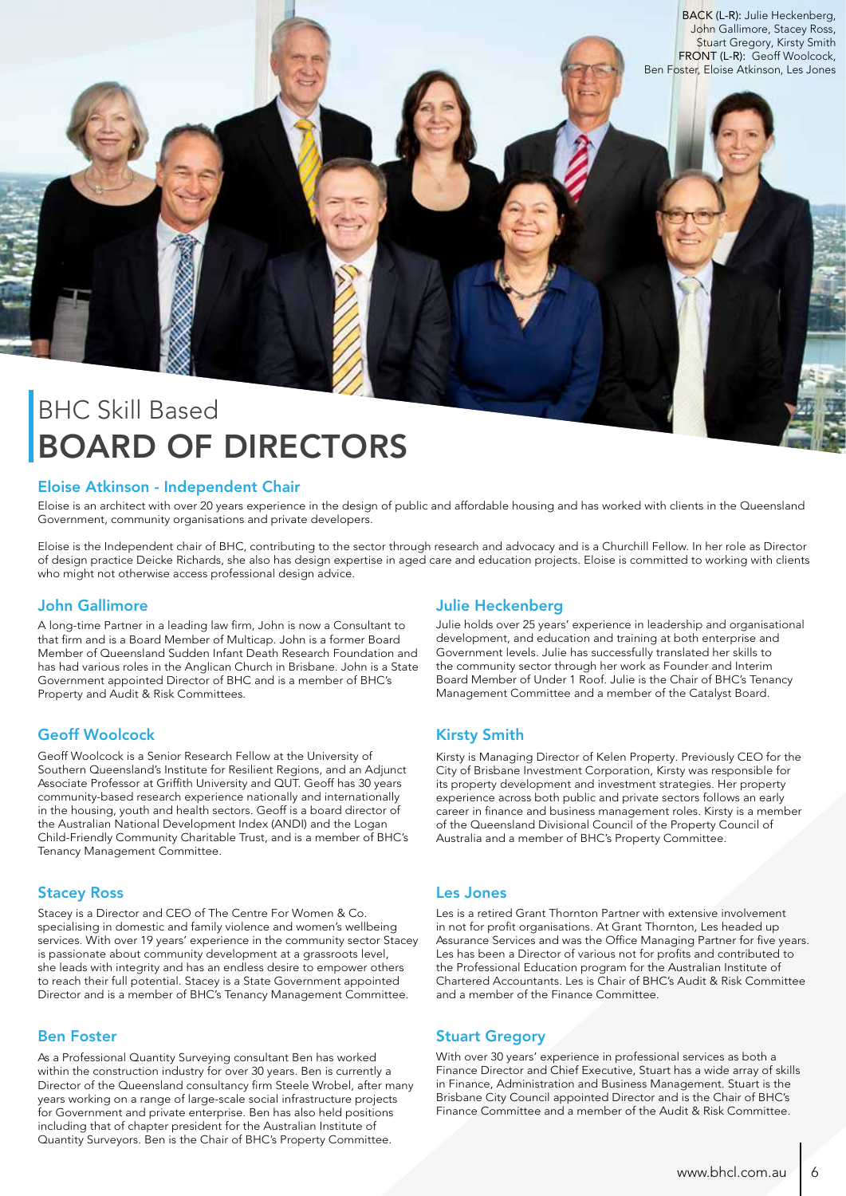BACK (L-R): Julie Heckenberg, John Gallimore, Stacey Ross, Stuart Gregory, Kirsty Smith
FRONT (L-R): Geoff Woolcock, Ben Foster, Eloise Atkinson, Les Jones

# BHC Skill Based **BOARD OF DIRECTORS**

### Eloise Atkinson - Independent Chair

Eloise is an architect with over 20 years experience in the design of public and affordable housing and has worked with clients in the Queensland Government, community organisations and private developers.

Eloise is the Independent chair of BHC, contributing to the sector through research and advocacy and is a Churchill Fellow. In her role as Director of design practice Deicke Richards, she also has design expertise in aged care and education projects. Eloise is committed to working with clients who might not otherwise access professional design advice.

### John Gallimore

A long-time Partner in a leading law firm, John is now a Consultant to that firm and is a Board Member of Multicap. John is a former Board Member of Queensland Sudden Infant Death Research Foundation and has had various roles in the Anglican Church in Brisbane. John is a State Government appointed Director of BHC and is a member of BHC's Property and Audit & Risk Committees.

### Geoff Woolcock

Geoff Woolcock is a Senior Research Fellow at the University of Southern Queensland's Institute for Resilient Regions, and an Adjunct Associate Professor at Griffith University and QUT. Geoff has 30 years community-based research experience nationally and internationally in the housing, youth and health sectors. Geoff is a board director of the Australian National Development Index (ANDI) and the Logan Child-Friendly Community Charitable Trust, and is a member of BHC's Tenancy Management Committee.

### Stacey Ross

Stacey is a Director and CEO of The Centre For Women & Co. specialising in domestic and family violence and women's wellbeing services. With over 19 years' experience in the community sector Stacey is passionate about community development at a grassroots level, she leads with integrity and has an endless desire to empower others to reach their full potential. Stacey is a State Government appointed Director and is a member of BHC's Tenancy Management Committee.

### Ben Foster

As a Professional Quantity Surveying consultant Ben has worked within the construction industry for over 30 years. Ben is currently a Director of the Queensland consultancy firm Steele Wrobel, after many years working on a range of large-scale social infrastructure projects for Government and private enterprise. Ben has also held positions including that of chapter president for the Australian Institute of Quantity Surveyors. Ben is the Chair of BHC's Property Committee.

### Julie Heckenberg

Julie holds over 25 years' experience in leadership and organisational development, and education and training at both enterprise and Government levels. Julie has successfully translated her skills to the community sector through her work as Founder and Interim Board Member of Under 1 Roof. Julie is the Chair of BHC's Tenancy Management Committee and a member of the Catalyst Board.

### Kirsty Smith

Kirsty is Managing Director of Kelen Property. Previously CEO for the City of Brisbane Investment Corporation, Kirsty was responsible for its property development and investment strategies. Her property experience across both public and private sectors follows an early career in finance and business management roles. Kirsty is a member of the Queensland Divisional Council of the Property Council of Australia and a member of BHC's Property Committee.

### Les Jones

Les is a retired Grant Thornton Partner with extensive involvement in not for profit organisations. At Grant Thornton, Les headed up Assurance Services and was the Office Managing Partner for five years. Les has been a Director of various not for profits and contributed to the Professional Education program for the Australian Institute of Chartered Accountants. Les is Chair of BHC's Audit & Risk Committee and a member of the Finance Committee.

### Stuart Gregory

With over 30 years' experience in professional services as both a Finance Director and Chief Executive, Stuart has a wide array of skills in Finance, Administration and Business Management. Stuart is the Brisbane City Council appointed Director and is the Chair of BHC's Finance Committee and a member of the Audit & Risk Committee.

www.bhcl.com.au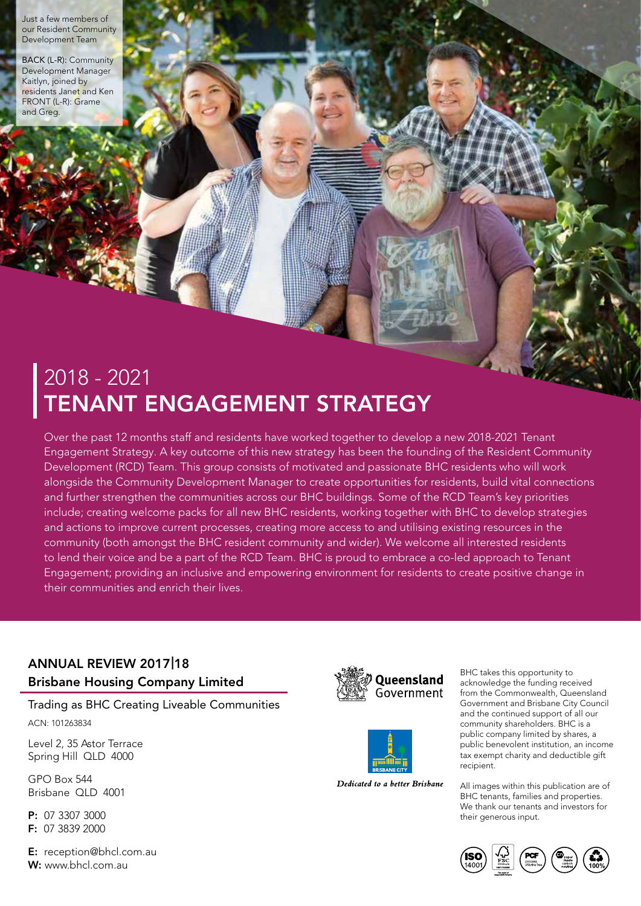Just a few members of our Resident Community Development Team

BACK (L-R): Community Development Manager Kaitlyn, joined by residents Janet and Ken FRONT (L-R): Grame and Greg.

# 2018 - 2021 TENANT ENGAGEMENT STRATEGY

Over the past 12 months staff and residents have worked together to develop a new 2018-2021 Tenant Engagement Strategy. A key outcome of this new strategy has been the founding of the Resident Community Development (RCD) Team. This group consists of motivated and passionate BHC residents who will work alongside the Community Development Manager to create opportunities for residents, build vital connections and further strengthen the communities across our BHC buildings. Some of the RCD Team's key priorities include; creating welcome packs for all new BHC residents, working together with BHC to develop strategies and actions to improve current processes, creating more access to and utilising existing resources in the community (both amongst the BHC resident community and wider). We welcome all interested residents to lend their voice and be a part of the RCD Team. BHC is proud to embrace a co-led approach to Tenant Engagement; providing an inclusive and empowering environment for residents to create positive change in their communities and enrich their lives.

## ANNUAL REVIEW 2017|18

**Brisbane Housing Company Limited**

Trading as BHC Creating Liveable Communities

ACN: 101263834

Level 2, 35 Astor Terrace
Spring Hill QLD 4000

GPO Box 544
Brisbane QLD 4001

**P:** 07 3307 3000
**F:** 07 3839 2000

**E:** reception@bhcl.com.au
**W:** www.bhcl.com.au

Queensland Government

BRISBANE CITY

*Dedicated to a better Brisbane*

BHC takes this opportunity to acknowledge the funding received from the Commonwealth, Queensland Government and Brisbane City Council and the continued support of all our community shareholders. BHC is a public company limited by shares, a public benevolent institution, an income tax exempt charity and deductible gift recipient.

All images within this publication are of BHC tenants, families and properties. We thank our tenants and investors for their generous input.